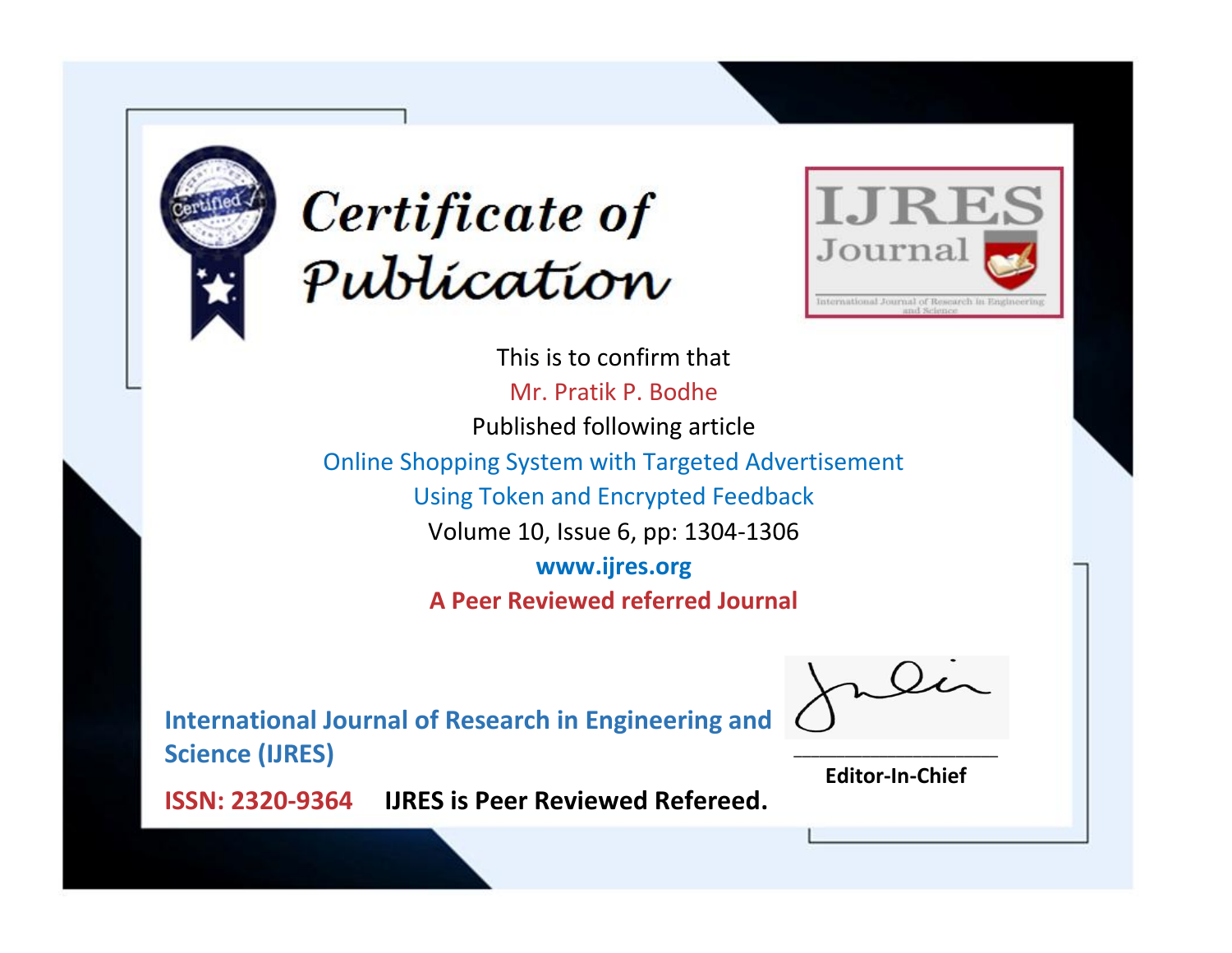# Certificate of Publication

IJRES Journal

International Journal of Research in Engineering and Science

This is to confirm that

Mr. Pratik P. Bodhe

Published following article

Online Shopping System with Targeted Advertisement Using Token and Encrypted Feedback

Volume 10, Issue 6, pp: 1304-1306

**www.ijres.org**

**A Peer Reviewed referred Journal**

**International Journal of Research in Engineering and Science (IJRES)**

**ISSN: 2320-9364** **IJRES is Peer Reviewed Refereed.**

**Editor-In-Chief**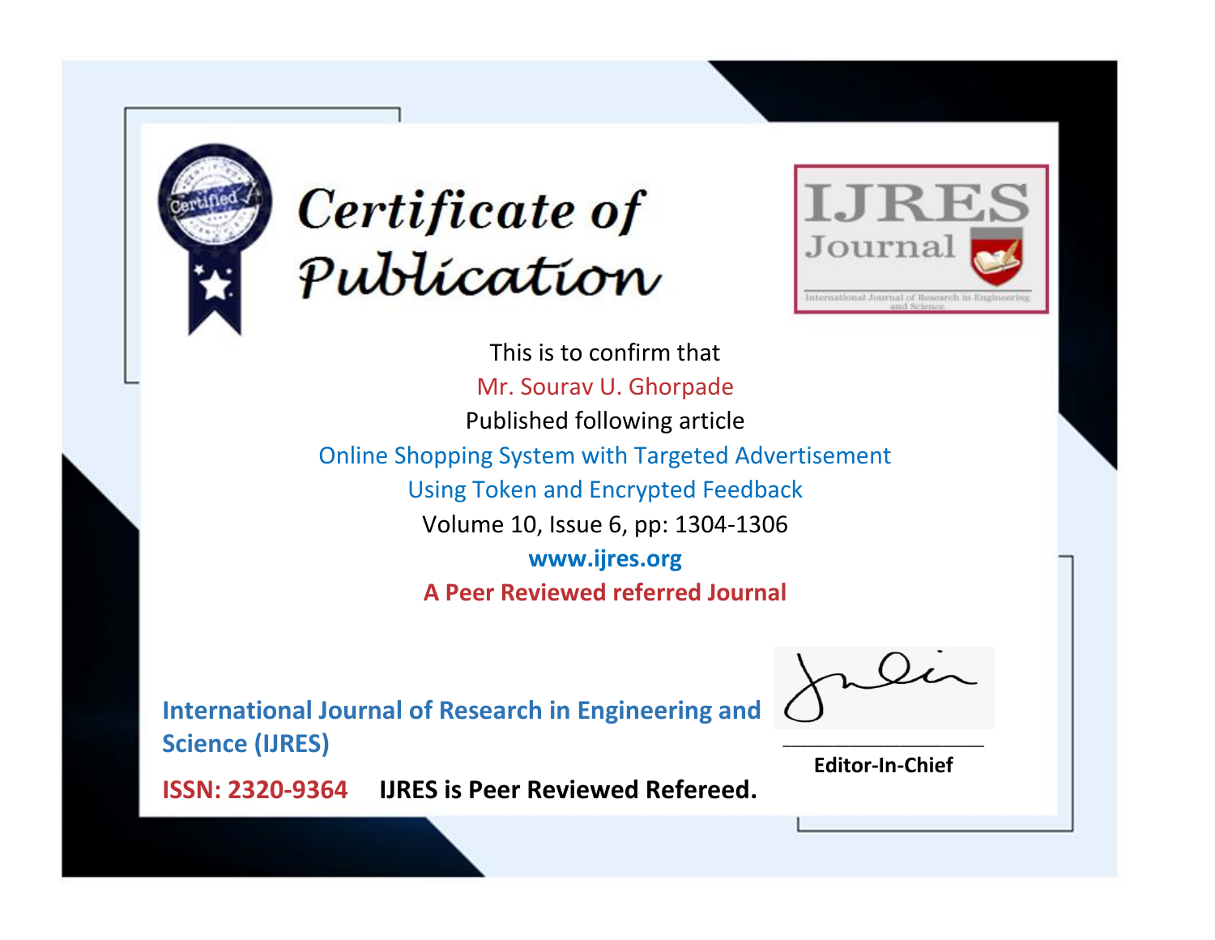# Certificate of Publication

IJRES Journal

International Journal of Research in Engineering and Science

This is to confirm that

Mr. Sourav U. Ghorpade

Published following article

Online Shopping System with Targeted Advertisement Using Token and Encrypted Feedback

Volume 10, Issue 6, pp: 1304-1306

**www.ijres.org**

**A Peer Reviewed referred Journal**

**International Journal of Research in Engineering and Science (IJRES)**

**ISSN: 2320-9364** **IJRES is Peer Reviewed Refereed.**

**Editor-In-Chief**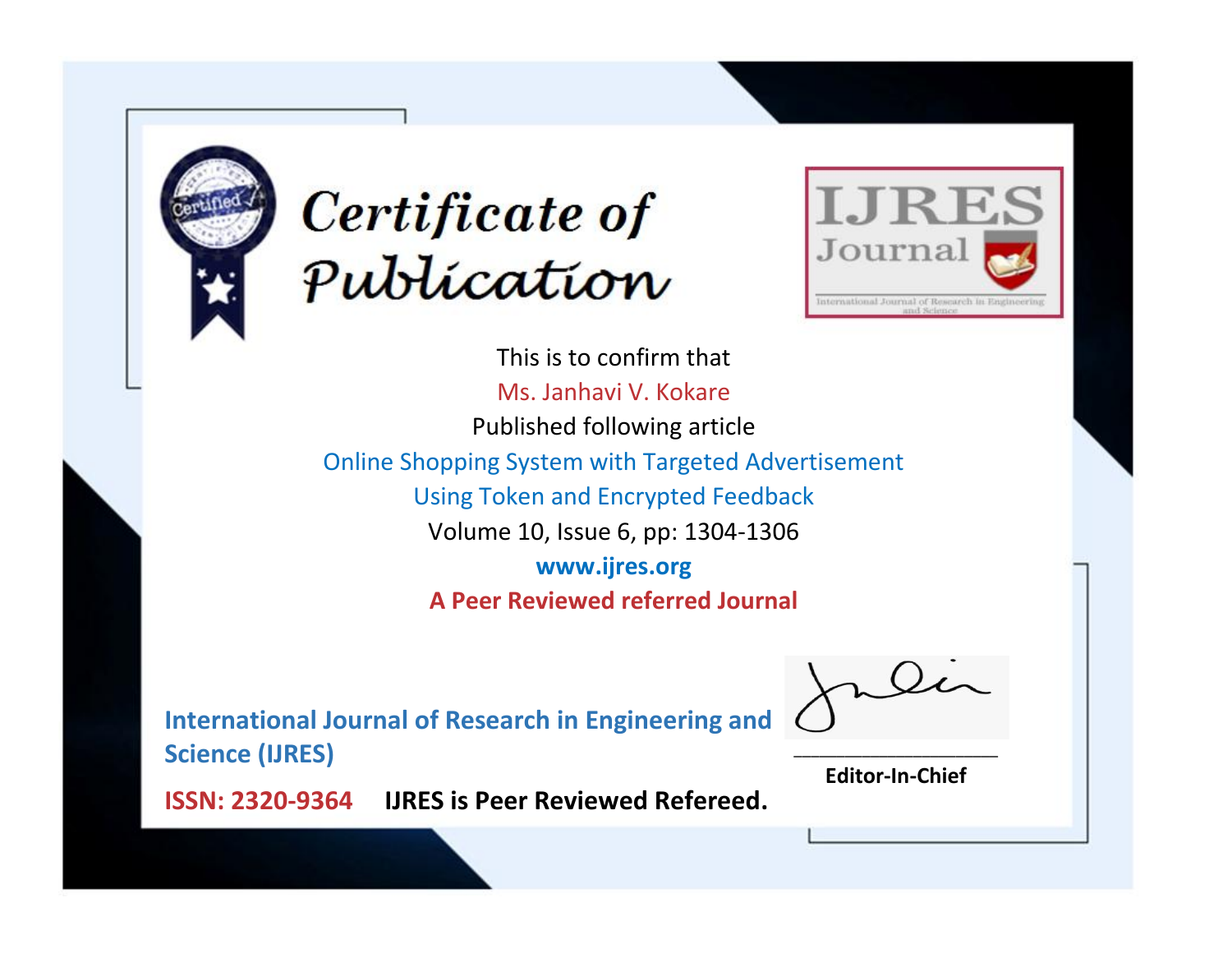# Certificate of Publication

**IJRES Journal**

International Journal of Research in Engineering and Science

This is to confirm that

Ms. Janhavi V. Kokare

Published following article

Online Shopping System with Targeted Advertisement Using Token and Encrypted Feedback

Volume 10, Issue 6, pp: 1304-1306

**www.ijres.org**

**A Peer Reviewed referred Journal**

**International Journal of Research in Engineering and Science (IJRES)**

**ISSN: 2320-9364** **IJRES is Peer Reviewed Refereed.**

**Editor-In-Chief**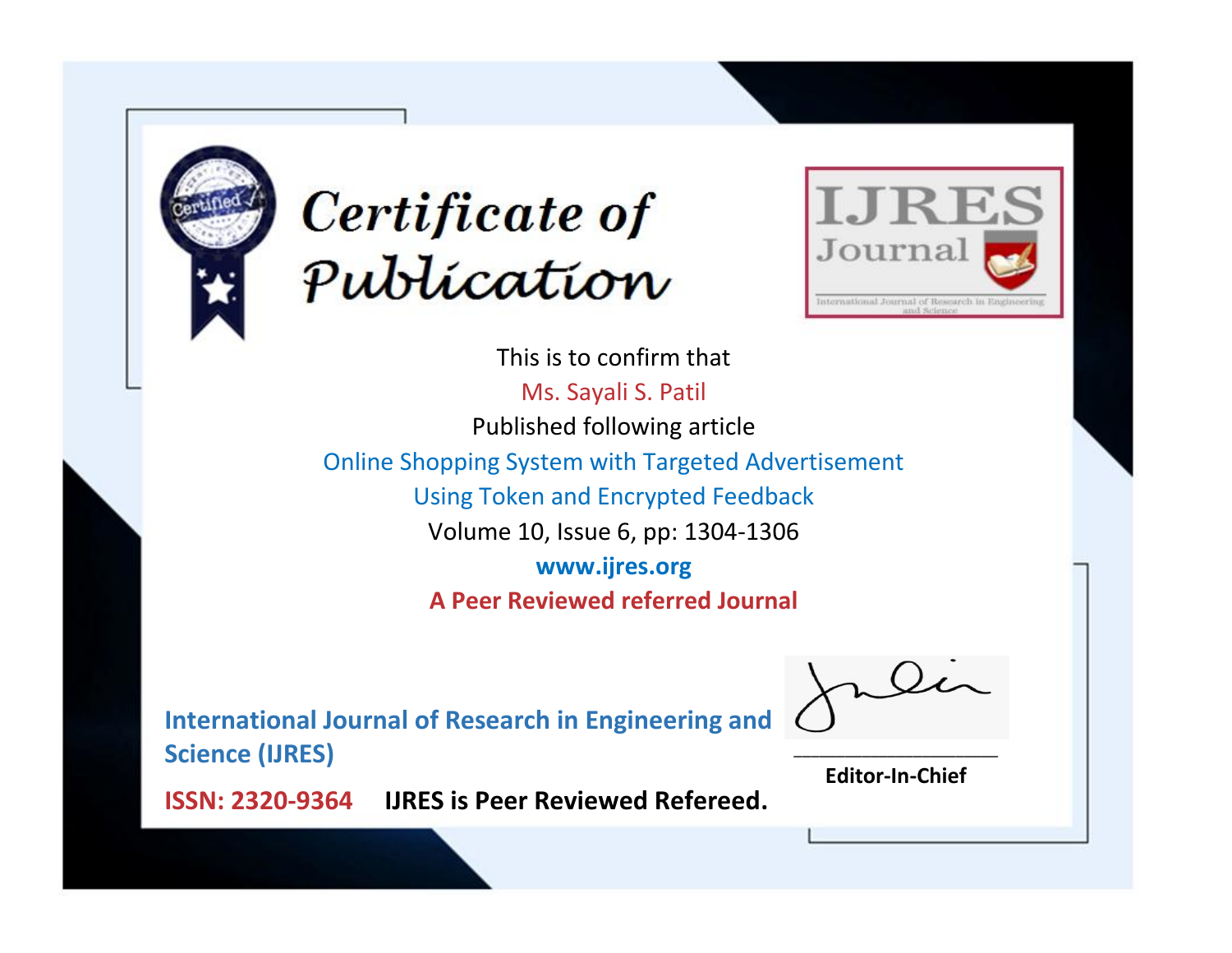# Certificate of Publication

IJRES Journal

International Journal of Research in Engineering and Science

This is to confirm that

Ms. Sayali S. Patil

Published following article

Online Shopping System with Targeted Advertisement Using Token and Encrypted Feedback

Volume 10, Issue 6, pp: 1304-1306

**www.ijres.org**

**A Peer Reviewed referred Journal**

**International Journal of Research in Engineering and Science (IJRES)**

**ISSN: 2320-9364** **IJRES is Peer Reviewed Refereed.**

**Editor-In-Chief**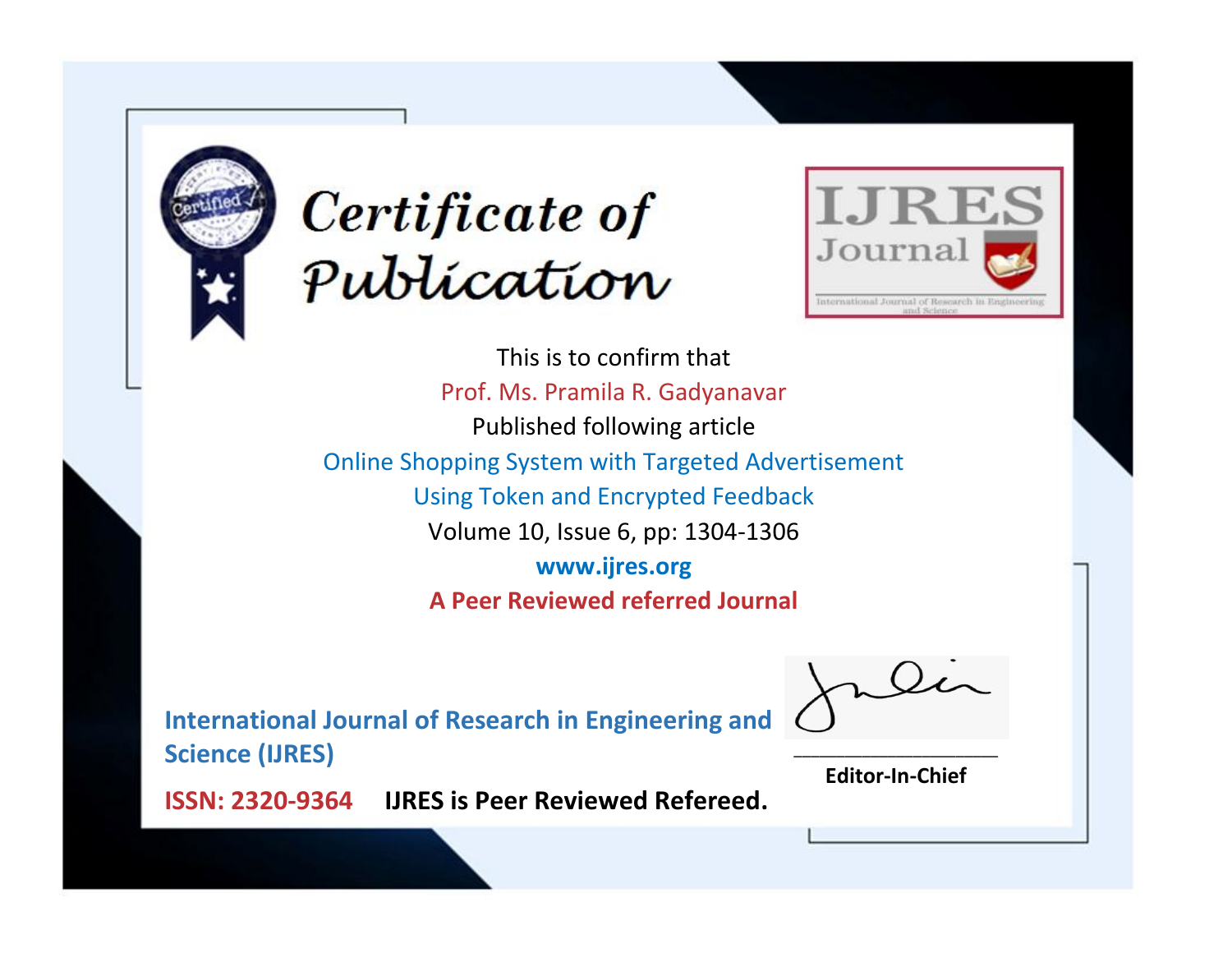# Certificate of Publication

**IJRES Journal**

International Journal of Research in Engineering and Science

This is to confirm that

Prof. Ms. Pramila R. Gadyanavar

Published following article

Online Shopping System with Targeted Advertisement Using Token and Encrypted Feedback

Volume 10, Issue 6, pp: 1304-1306

**www.ijres.org**

**A Peer Reviewed referred Journal**

**International Journal of Research in Engineering and Science (IJRES)**

**ISSN: 2320-9364** **IJRES is Peer Reviewed Refereed.**

**Editor-In-Chief**